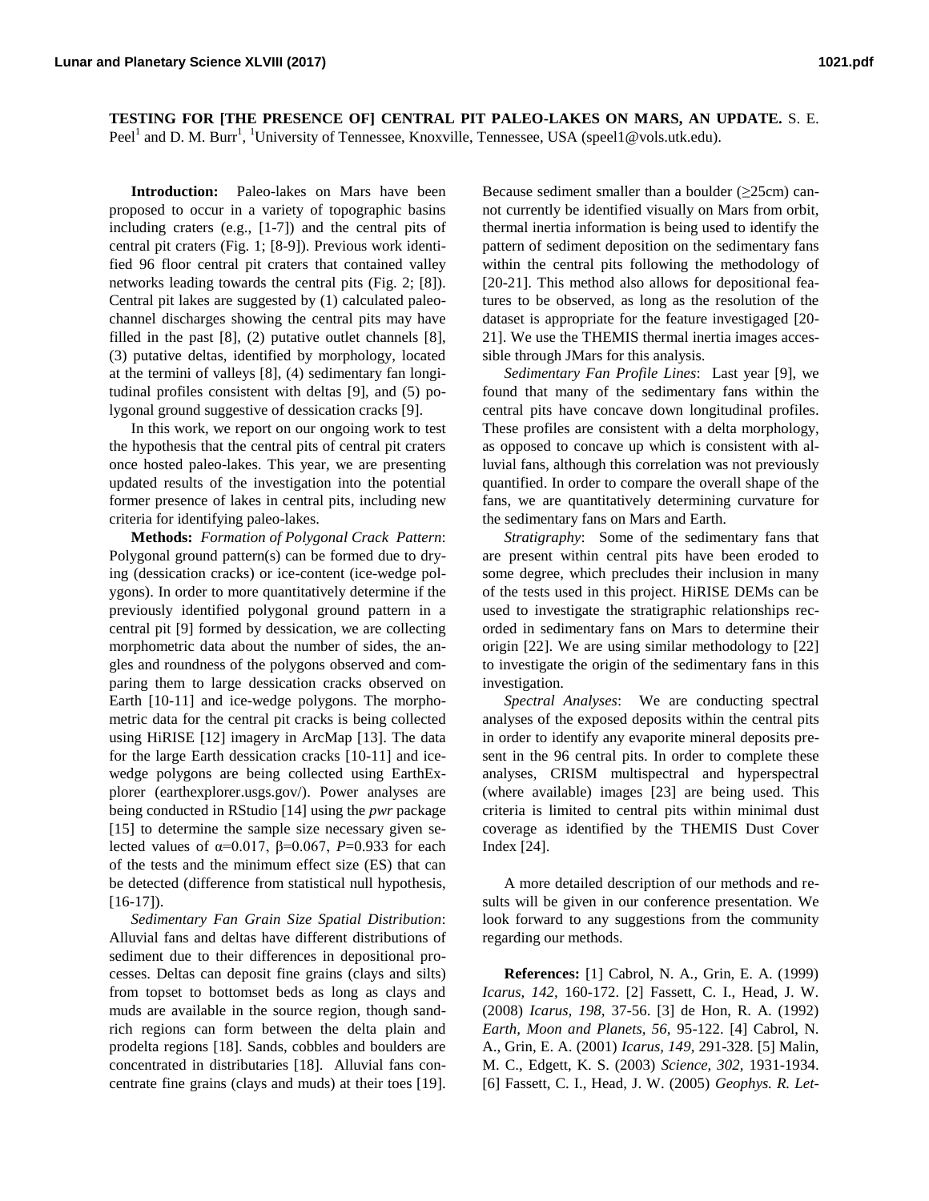# TESTING FOR [THE PRESENCE OF] CENTRAL PIT PALEO-LAKES ON MARS, AN UPDATE.

S. E. Peel[1] and D. M. Burr[1], [1]University of Tennessee, Knoxville, Tennessee, USA (speel1@vols.utk.edu).

**Introduction:** Paleo-lakes on Mars have been proposed to occur in a variety of topographic basins including craters (e.g., [1-7]) and the central pits of central pit craters (Fig. 1; [8-9]). Previous work identified 96 floor central pit craters that contained valley networks leading towards the central pits (Fig. 2; [8]). Central pit lakes are suggested by (1) calculated paleochannel discharges showing the central pits may have filled in the past [8], (2) putative outlet channels [8], (3) putative deltas, identified by morphology, located at the termini of valleys [8], (4) sedimentary fan longitudinal profiles consistent with deltas [9], and (5) polygonal ground suggestive of dessication cracks [9].

In this work, we report on our ongoing work to test the hypothesis that the central pits of central pit craters once hosted paleo-lakes. This year, we are presenting updated results of the investigation into the potential former presence of lakes in central pits, including new criteria for identifying paleo-lakes.

**Methods:** *Formation of Polygonal Crack Pattern*: Polygonal ground pattern(s) can be formed due to drying (dessication cracks) or ice-content (ice-wedge polygons). In order to more quantitatively determine if the previously identified polygonal ground pattern in a central pit [9] formed by dessication, we are collecting morphometric data about the number of sides, the angles and roundness of the polygons observed and comparing them to large dessication cracks observed on Earth [10-11] and ice-wedge polygons. The morphometric data for the central pit cracks is being collected using HiRISE [12] imagery in ArcMap [13]. The data for the large Earth dessication cracks [10-11] and ice-wedge polygons are being collected using EarthExplorer (earthexplorer.usgs.gov/). Power analyses are being conducted in RStudio [14] using the *pwr* package [15] to determine the sample size necessary given selected values of $\alpha$=0.017, $\beta$=0.067, $P$=0.933 for each of the tests and the minimum effect size (ES) that can be detected (difference from statistical null hypothesis, [16-17]).

*Sedimentary Fan Grain Size Spatial Distribution*: Alluvial fans and deltas have different distributions of sediment due to their differences in depositional processes. Deltas can deposit fine grains (clays and silts) from topset to bottomset beds as long as clays and muds are available in the source region, though sand-rich regions can form between the delta plain and prodelta regions [18]. Sands, cobbles and boulders are concentrated in distributaries [18]. Alluvial fans concentrate fine grains (clays and muds) at their toes [19]. Because sediment smaller than a boulder ($\geq$25cm) cannot currently be identified visually on Mars from orbit, thermal inertia information is being used to identify the pattern of sediment deposition on the sedimentary fans within the central pits following the methodology of [20-21]. This method also allows for depositional features to be observed, as long as the resolution of the dataset is appropriate for the feature investigated [20-21]. We use the THEMIS thermal inertia images accessible through JMars for this analysis.

*Sedimentary Fan Profile Lines*: Last year [9], we found that many of the sedimentary fans within the central pits have concave down longitudinal profiles. These profiles are consistent with a delta morphology, as opposed to concave up which is consistent with alluvial fans, although this correlation was not previously quantified. In order to compare the overall shape of the fans, we are quantitatively determining curvature for the sedimentary fans on Mars and Earth.

*Stratigraphy*: Some of the sedimentary fans that are present within central pits have been eroded to some degree, which precludes their inclusion in many of the tests used in this project. HiRISE DEMs can be used to investigate the stratigraphic relationships recorded in sedimentary fans on Mars to determine their origin [22]. We are using similar methodology to [22] to investigate the origin of the sedimentary fans in this investigation.

*Spectral Analyses*: We are conducting spectral analyses of the exposed deposits within the central pits in order to identify any evaporite mineral deposits present in the 96 central pits. In order to complete these analyses, CRISM multispectral and hyperspectral (where available) images [23] are being used. This criteria is limited to central pits within minimal dust coverage as identified by the THEMIS Dust Cover Index [24].

A more detailed description of our methods and results will be given in our conference presentation. We look forward to any suggestions from the community regarding our methods.

**References:** [1] Cabrol, N. A., Grin, E. A. (1999) *Icarus, 142,* 160-172. [2] Fassett, C. I., Head, J. W. (2008) *Icarus, 198,* 37-56. [3] de Hon, R. A. (1992) *Earth, Moon and Planets, 56,* 95-122. [4] Cabrol, N. A., Grin, E. A. (2001) *Icarus, 149,* 291-328. [5] Malin, M. C., Edgett, K. S. (2003) *Science, 302,* 1931-1934. [6] Fassett, C. I., Head, J. W. (2005) *Geophys. R. Let-*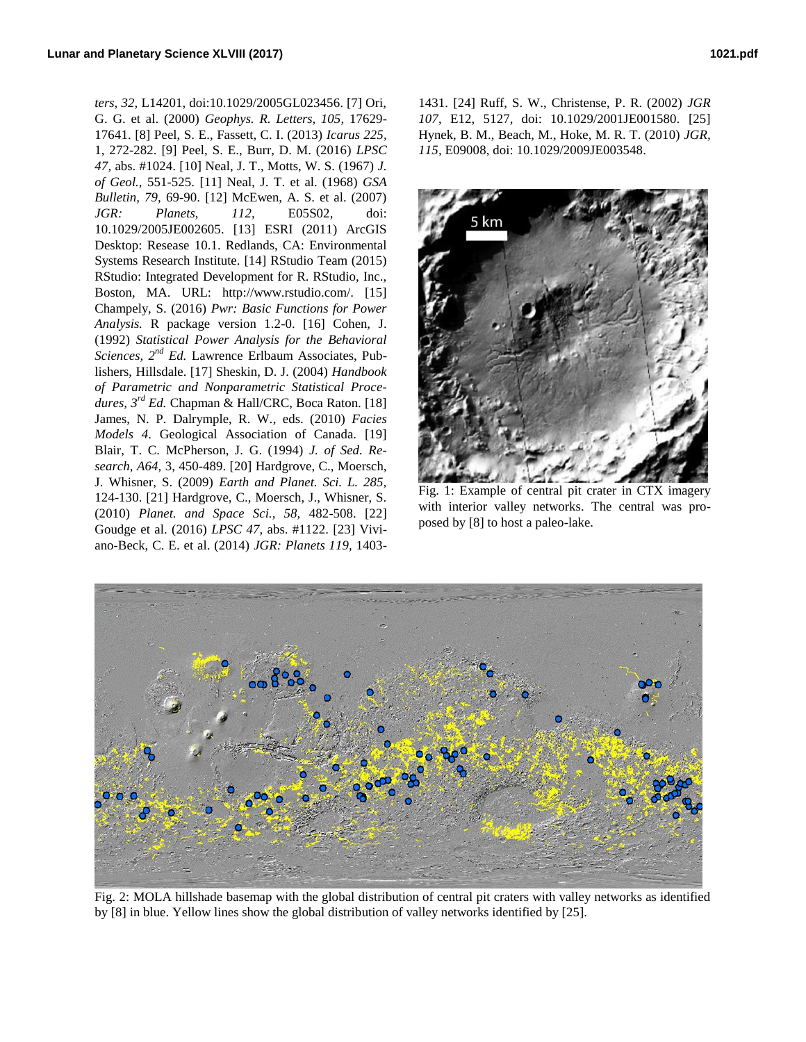*ters, 32,* L14201, doi:10.1029/2005GL023456. [7] Ori, G. G. et al. (2000) *Geophys. R. Letters, 105,* 17629-17641. [8] Peel, S. E., Fassett, C. I. (2013) *Icarus 225,* 1, 272-282. [9] Peel, S. E., Burr, D. M. (2016) *LPSC 47,* abs. #1024. [10] Neal, J. T., Motts, W. S. (1967) *J. of Geol.,* 551-525. [11] Neal, J. T. et al. (1968) *GSA Bulletin, 79,* 69-90. [12] McEwen, A. S. et al. (2007) *JGR: Planets, 112,* E05S02, doi: 10.1029/2005JE002605. [13] ESRI (2011) ArcGIS Desktop: Resease 10.1. Redlands, CA: Environmental Systems Research Institute. [14] RStudio Team (2015) RStudio: Integrated Development for R. RStudio, Inc., Boston, MA. URL: http://www.rstudio.com/. [15] Champely, S. (2016) *Pwr: Basic Functions for Power Analysis.* R package version 1.2-0. [16] Cohen, J. (1992) *Statistical Power Analysis for the Behavioral Sciences, 2nd Ed.* Lawrence Erlbaum Associates, Publishers, Hillsdale. [17] Sheskin, D. J. (2004) *Handbook of Parametric and Nonparametric Statistical Procedures, 3rd Ed.* Chapman & Hall/CRC, Boca Raton. [18] James, N. P. Dalrymple, R. W., eds. (2010) *Facies Models 4*. Geological Association of Canada. [19] Blair, T. C. McPherson, J. G. (1994) *J. of Sed. Research, A64,* 3, 450-489. [20] Hardgrove, C., Moersch, J. Whisner, S. (2009) *Earth and Planet. Sci. L. 285,* 124-130. [21] Hardgrove, C., Moersch, J., Whisner, S. (2010) *Planet. and Space Sci., 58,* 482-508. [22] Goudge et al. (2016) *LPSC 47,* abs. #1122. [23] Viviano-Beck, C. E. et al. (2014) *JGR: Planets 119,* 1403-1431. [24] Ruff, S. W., Christense, P. R. (2002) *JGR 107*, E12, 5127, doi: 10.1029/2001JE001580. [25] Hynek, B. M., Beach, M., Hoke, M. R. T. (2010) *JGR, 115,* E09008, doi: 10.1029/2009JE003548.

5 km

Fig. 1: Example of central pit crater in CTX imagery with interior valley networks. The central was proposed by [8] to host a paleo-lake.

Fig. 2: MOLA hillshade basemap with the global distribution of central pit craters with valley networks as identified by [8] in blue. Yellow lines show the global distribution of valley networks identified by [25].